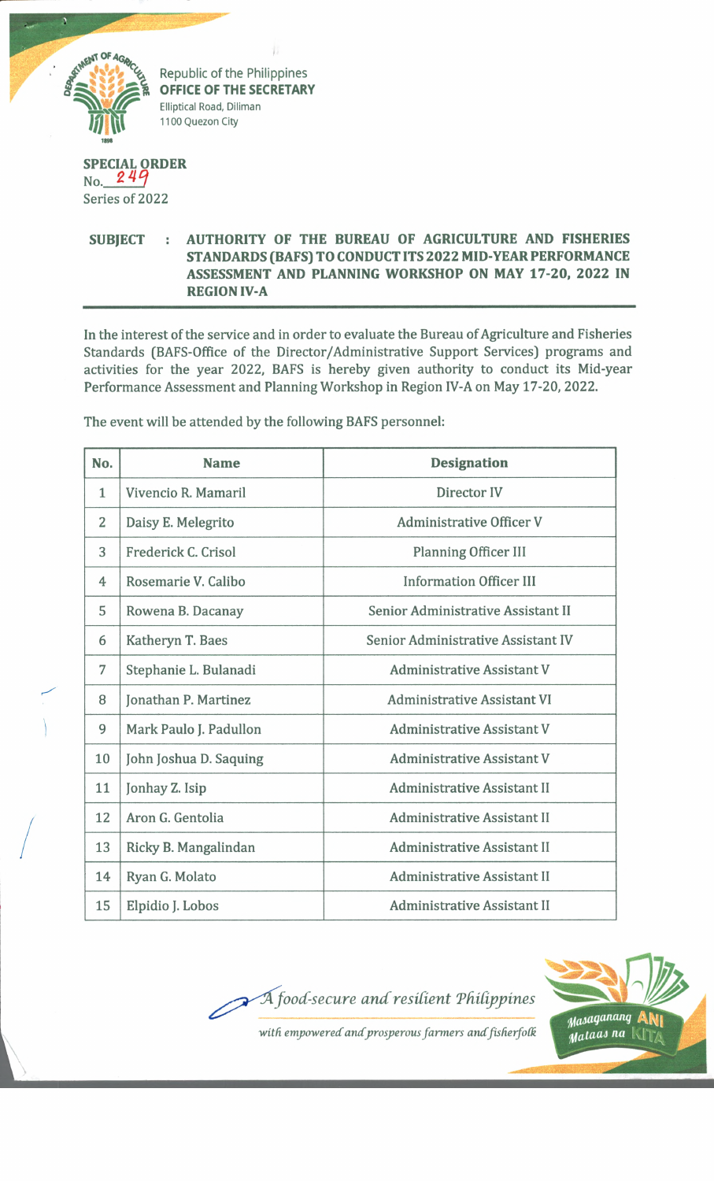Republic of the Philippines
**OFFICE OF THE SECRETARY**
Elliptical Road, Diliman
1100 Quezon City

**SPECIAL ORDER**
No. 249
Series of 2022

**SUBJECT : AUTHORITY OF THE BUREAU OF AGRICULTURE AND FISHERIES STANDARDS (BAFS) TO CONDUCT ITS 2022 MID-YEAR PERFORMANCE ASSESSMENT AND PLANNING WORKSHOP ON MAY 17-20, 2022 IN REGION IV-A**

In the interest of the service and in order to evaluate the Bureau of Agriculture and Fisheries Standards (BAFS-Office of the Director/Administrative Support Services) programs and activities for the year 2022, BAFS is hereby given authority to conduct its Mid-year Performance Assessment and Planning Workshop in Region IV-A on May 17-20, 2022.

The event will be attended by the following BAFS personnel:

| No. | Name | Designation |
|---|---|---|
| 1 | Vivencio R. Mamaril | Director IV |
| 2 | Daisy E. Melegrito | Administrative Officer V |
| 3 | Frederick C. Crisol | Planning Officer III |
| 4 | Rosemarie V. Calibo | Information Officer III |
| 5 | Rowena B. Dacanay | Senior Administrative Assistant II |
| 6 | Katheryn T. Baes | Senior Administrative Assistant IV |
| 7 | Stephanie L. Bulanadi | Administrative Assistant V |
| 8 | Jonathan P. Martinez | Administrative Assistant VI |
| 9 | Mark Paulo J. Padullon | Administrative Assistant V |
| 10 | John Joshua D. Saquing | Administrative Assistant V |
| 11 | Jonhay Z. Isip | Administrative Assistant II |
| 12 | Aron G. Gentolia | Administrative Assistant II |
| 13 | Ricky B. Mangalindan | Administrative Assistant II |
| 14 | Ryan G. Molato | Administrative Assistant II |
| 15 | Elpidio J. Lobos | Administrative Assistant II |

*A food-secure and resilient Philippines with empowered and prosperous farmers and fisherfolk*

Masaganang ANI Mataas na KITA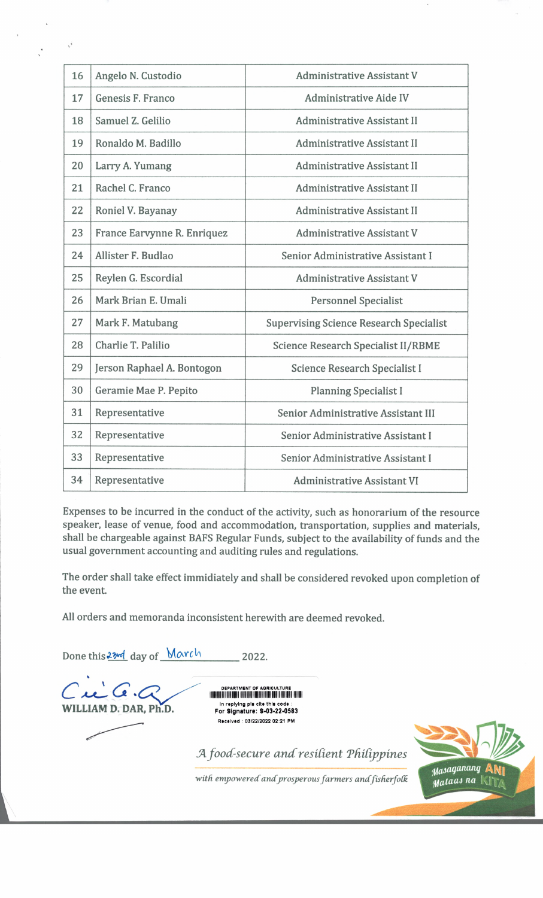| | | |
|---|---|---|
| 16 | Angelo N. Custodio | Administrative Assistant V |
| 17 | Genesis F. Franco | Administrative Aide IV |
| 18 | Samuel Z. Gelilio | Administrative Assistant II |
| 19 | Ronaldo M. Badillo | Administrative Assistant II |
| 20 | Larry A. Yumang | Administrative Assistant II |
| 21 | Rachel C. Franco | Administrative Assistant II |
| 22 | Roniel V. Bayanay | Administrative Assistant II |
| 23 | France Earvynne R. Enriquez | Administrative Assistant V |
| 24 | Allister F. Budlao | Senior Administrative Assistant I |
| 25 | Reylen G. Escordial | Administrative Assistant V |
| 26 | Mark Brian E. Umali | Personnel Specialist |
| 27 | Mark F. Matubang | Supervising Science Research Specialist |
| 28 | Charlie T. Palilio | Science Research Specialist II/RBME |
| 29 | Jerson Raphael A. Bontogon | Science Research Specialist I |
| 30 | Geramie Mae P. Pepito | Planning Specialist I |
| 31 | Representative | Senior Administrative Assistant III |
| 32 | Representative | Senior Administrative Assistant I |
| 33 | Representative | Senior Administrative Assistant I |
| 34 | Representative | Administrative Assistant VI |

Expenses to be incurred in the conduct of the activity, such as honorarium of the resource speaker, lease of venue, food and accommodation, transportation, supplies and materials, shall be chargeable against BAFS Regular Funds, subject to the availability of funds and the usual government accounting and auditing rules and regulations.

The order shall take effect immidiately and shall be considered revoked upon completion of the event.

All orders and memoranda inconsistent herewith are deemed revoked.

Done this 23rd day of March 2022.

**WILLIAM D. DAR, Ph.D.**

DEPARTMENT OF AGRICULTURE
In replying pls cite this code :
For Signature: S-03-22-0583
Received : 03/22/2022 02:21 PM

*A food-secure and resilient Philippines*

*with empowered and prosperous farmers and fisherfolk*

Masaganang ANI Mataas na KITA